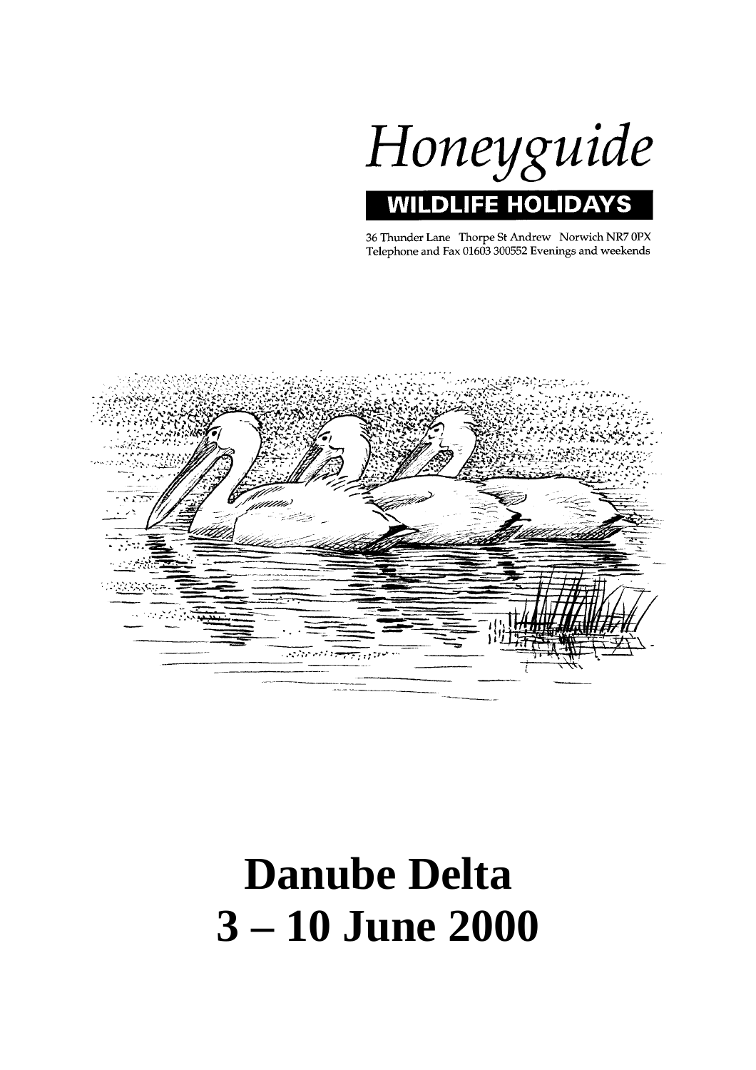*Honeyguide*

**WILDLIFE HOLIDAYS**

36 Thunder Lane Thorpe St Andrew Norwich NR7 0PX
Telephone and Fax 01603 300552 Evenings and weekends

# Danube Delta
# 3 – 10 June 2000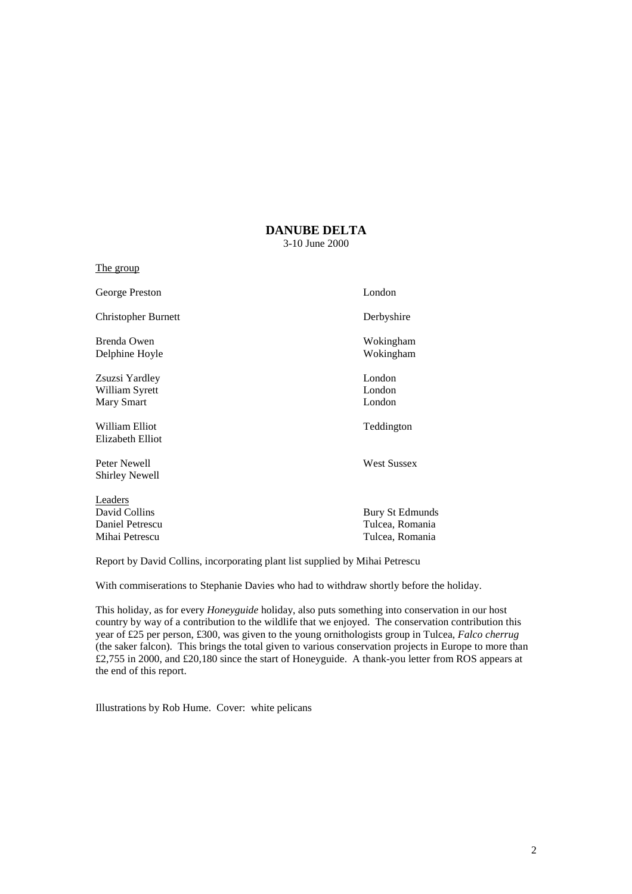# DANUBE DELTA

3-10 June 2000

The group

| | |
|---|---|
| George Preston | London |
| Christopher Burnett | Derbyshire |
| Brenda Owen | Wokingham |
| Delphine Hoyle | Wokingham |
| Zsuzsi Yardley | London |
| William Syrett | London |
| Mary Smart | London |
| William Elliot | Teddington |
| Elizabeth Elliot | |
| Peter Newell | West Sussex |
| Shirley Newell | |

Leaders

| | |
|---|---|
| David Collins | Bury St Edmunds |
| Daniel Petrescu | Tulcea, Romania |
| Mihai Petrescu | Tulcea, Romania |

Report by David Collins, incorporating plant list supplied by Mihai Petrescu

With commiserations to Stephanie Davies who had to withdraw shortly before the holiday.

This holiday, as for every *Honeyguide* holiday, also puts something into conservation in our host country by way of a contribution to the wildlife that we enjoyed. The conservation contribution this year of £25 per person, £300, was given to the young ornithologists group in Tulcea, *Falco cherrug* (the saker falcon). This brings the total given to various conservation projects in Europe to more than £2,755 in 2000, and £20,180 since the start of Honeyguide. A thank-you letter from ROS appears at the end of this report.

Illustrations by Rob Hume. Cover: white pelicans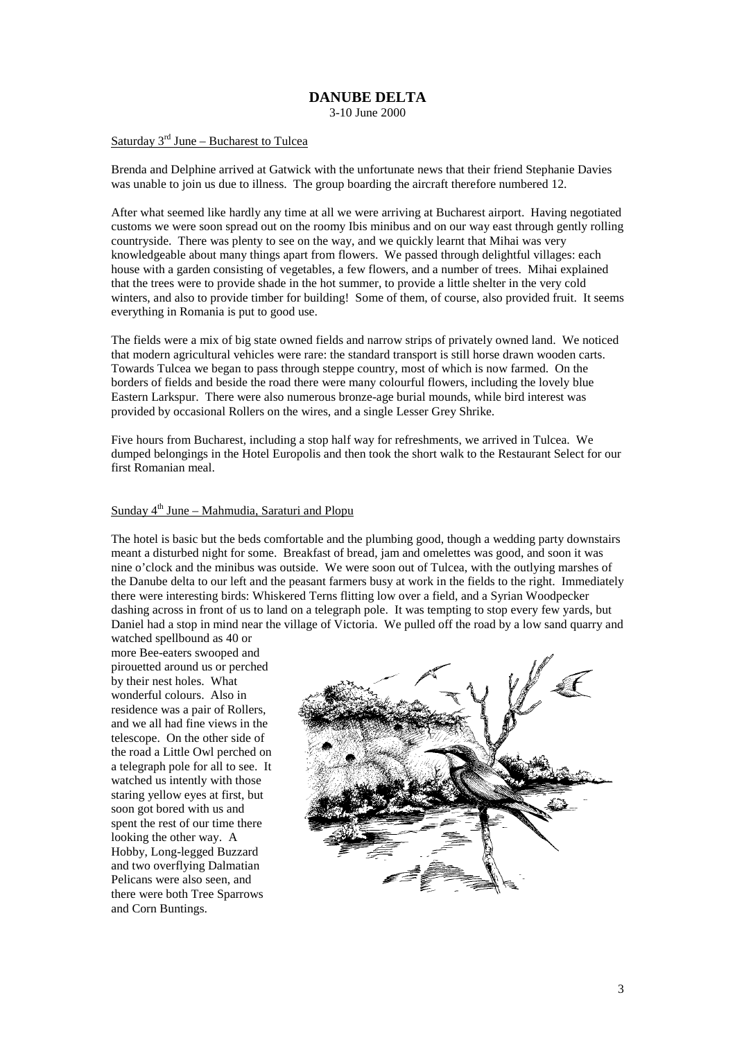# DANUBE DELTA

3-10 June 2000

## Saturday 3rd June – Bucharest to Tulcea

Brenda and Delphine arrived at Gatwick with the unfortunate news that their friend Stephanie Davies was unable to join us due to illness. The group boarding the aircraft therefore numbered 12.

After what seemed like hardly any time at all we were arriving at Bucharest airport. Having negotiated customs we were soon spread out on the roomy Ibis minibus and on our way east through gently rolling countryside. There was plenty to see on the way, and we quickly learnt that Mihai was very knowledgeable about many things apart from flowers. We passed through delightful villages: each house with a garden consisting of vegetables, a few flowers, and a number of trees. Mihai explained that the trees were to provide shade in the hot summer, to provide a little shelter in the very cold winters, and also to provide timber for building! Some of them, of course, also provided fruit. It seems everything in Romania is put to good use.

The fields were a mix of big state owned fields and narrow strips of privately owned land. We noticed that modern agricultural vehicles were rare: the standard transport is still horse drawn wooden carts. Towards Tulcea we began to pass through steppe country, most of which is now farmed. On the borders of fields and beside the road there were many colourful flowers, including the lovely blue Eastern Larkspur. There were also numerous bronze-age burial mounds, while bird interest was provided by occasional Rollers on the wires, and a single Lesser Grey Shrike.

Five hours from Bucharest, including a stop half way for refreshments, we arrived in Tulcea. We dumped belongings in the Hotel Europolis and then took the short walk to the Restaurant Select for our first Romanian meal.

## Sunday 4th June – Mahmudia, Saraturi and Plopu

The hotel is basic but the beds comfortable and the plumbing good, though a wedding party downstairs meant a disturbed night for some. Breakfast of bread, jam and omelettes was good, and soon it was nine o'clock and the minibus was outside. We were soon out of Tulcea, with the outlying marshes of the Danube delta to our left and the peasant farmers busy at work in the fields to the right. Immediately there were interesting birds: Whiskered Terns flitting low over a field, and a Syrian Woodpecker dashing across in front of us to land on a telegraph pole. It was tempting to stop every few yards, but Daniel had a stop in mind near the village of Victoria. We pulled off the road by a low sand quarry and watched spellbound as 40 or more Bee-eaters swooped and pirouetted around us or perched by their nest holes. What wonderful colours. Also in residence was a pair of Rollers, and we all had fine views in the telescope. On the other side of the road a Little Owl perched on a telegraph pole for all to see. It watched us intently with those staring yellow eyes at first, but soon got bored with us and spent the rest of our time there looking the other way. A Hobby, Long-legged Buzzard and two overflying Dalmatian Pelicans were also seen, and there were both Tree Sparrows and Corn Buntings.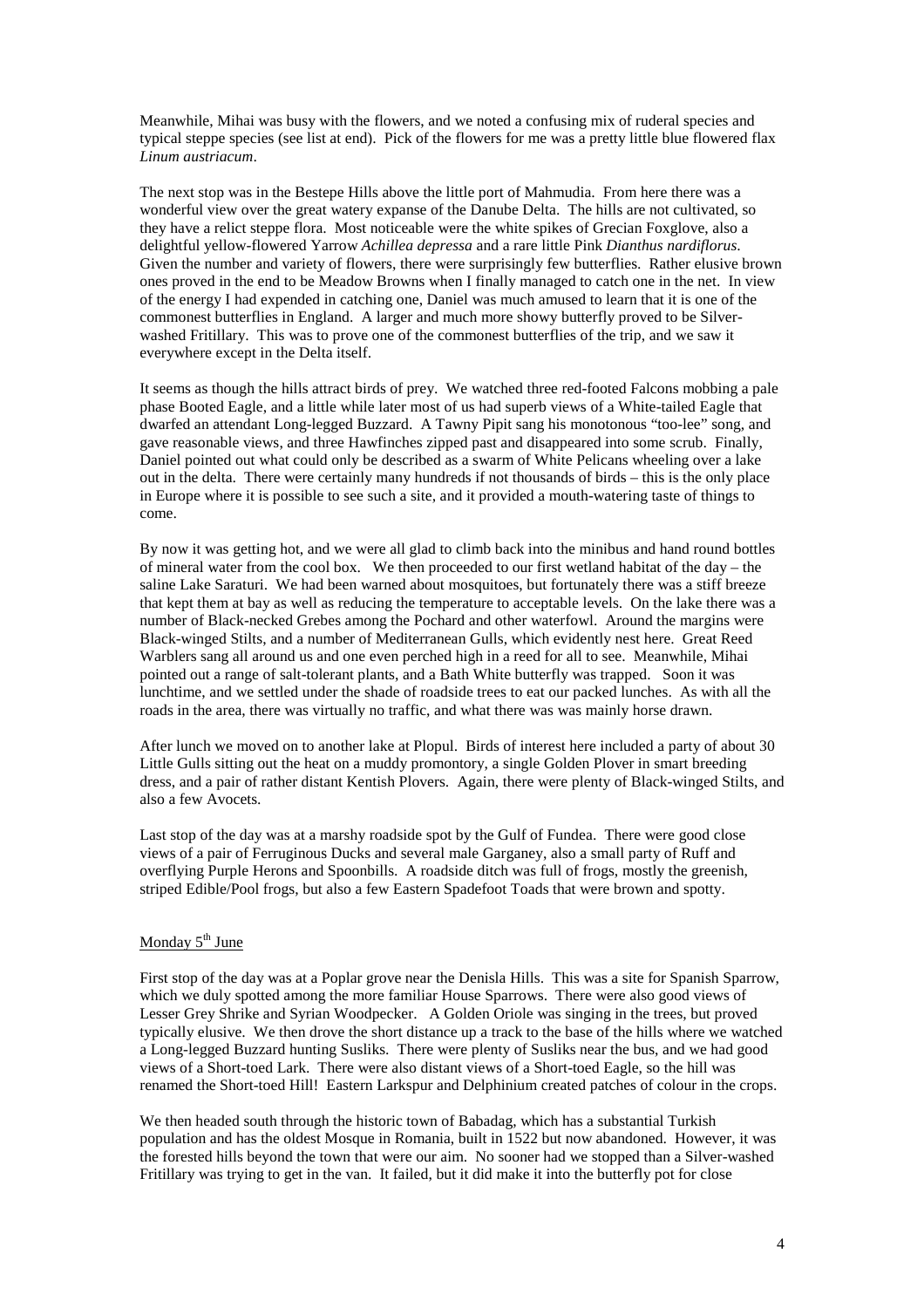Meanwhile, Mihai was busy with the flowers, and we noted a confusing mix of ruderal species and typical steppe species (see list at end). Pick of the flowers for me was a pretty little blue flowered flax *Linum austriacum*.

The next stop was in the Bestepe Hills above the little port of Mahmudia. From here there was a wonderful view over the great watery expanse of the Danube Delta. The hills are not cultivated, so they have a relict steppe flora. Most noticeable were the white spikes of Grecian Foxglove, also a delightful yellow-flowered Yarrow *Achillea depressa* and a rare little Pink *Dianthus nardiflorus*. Given the number and variety of flowers, there were surprisingly few butterflies. Rather elusive brown ones proved in the end to be Meadow Browns when I finally managed to catch one in the net. In view of the energy I had expended in catching one, Daniel was much amused to learn that it is one of the commonest butterflies in England. A larger and much more showy butterfly proved to be Silver-washed Fritillary. This was to prove one of the commonest butterflies of the trip, and we saw it everywhere except in the Delta itself.

It seems as though the hills attract birds of prey. We watched three red-footed Falcons mobbing a pale phase Booted Eagle, and a little while later most of us had superb views of a White-tailed Eagle that dwarfed an attendant Long-legged Buzzard. A Tawny Pipit sang his monotonous "too-lee" song, and gave reasonable views, and three Hawfinches zipped past and disappeared into some scrub. Finally, Daniel pointed out what could only be described as a swarm of White Pelicans wheeling over a lake out in the delta. There were certainly many hundreds if not thousands of birds – this is the only place in Europe where it is possible to see such a site, and it provided a mouth-watering taste of things to come.

By now it was getting hot, and we were all glad to climb back into the minibus and hand round bottles of mineral water from the cool box. We then proceeded to our first wetland habitat of the day – the saline Lake Saraturi. We had been warned about mosquitoes, but fortunately there was a stiff breeze that kept them at bay as well as reducing the temperature to acceptable levels. On the lake there was a number of Black-necked Grebes among the Pochard and other waterfowl. Around the margins were Black-winged Stilts, and a number of Mediterranean Gulls, which evidently nest here. Great Reed Warblers sang all around us and one even perched high in a reed for all to see. Meanwhile, Mihai pointed out a range of salt-tolerant plants, and a Bath White butterfly was trapped. Soon it was lunchtime, and we settled under the shade of roadside trees to eat our packed lunches. As with all the roads in the area, there was virtually no traffic, and what there was was mainly horse drawn.

After lunch we moved on to another lake at Plopul. Birds of interest here included a party of about 30 Little Gulls sitting out the heat on a muddy promontory, a single Golden Plover in smart breeding dress, and a pair of rather distant Kentish Plovers. Again, there were plenty of Black-winged Stilts, and also a few Avocets.

Last stop of the day was at a marshy roadside spot by the Gulf of Fundea. There were good close views of a pair of Ferruginous Ducks and several male Garganey, also a small party of Ruff and overflying Purple Herons and Spoonbills. A roadside ditch was full of frogs, mostly the greenish, striped Edible/Pool frogs, but also a few Eastern Spadefoot Toads that were brown and spotty.

## Monday 5th June

First stop of the day was at a Poplar grove near the Denisla Hills. This was a site for Spanish Sparrow, which we duly spotted among the more familiar House Sparrows. There were also good views of Lesser Grey Shrike and Syrian Woodpecker. A Golden Oriole was singing in the trees, but proved typically elusive. We then drove the short distance up a track to the base of the hills where we watched a Long-legged Buzzard hunting Susliks. There were plenty of Susliks near the bus, and we had good views of a Short-toed Lark. There were also distant views of a Short-toed Eagle, so the hill was renamed the Short-toed Hill! Eastern Larkspur and Delphinium created patches of colour in the crops.

We then headed south through the historic town of Babadag, which has a substantial Turkish population and has the oldest Mosque in Romania, built in 1522 but now abandoned. However, it was the forested hills beyond the town that were our aim. No sooner had we stopped than a Silver-washed Fritillary was trying to get in the van. It failed, but it did make it into the butterfly pot for close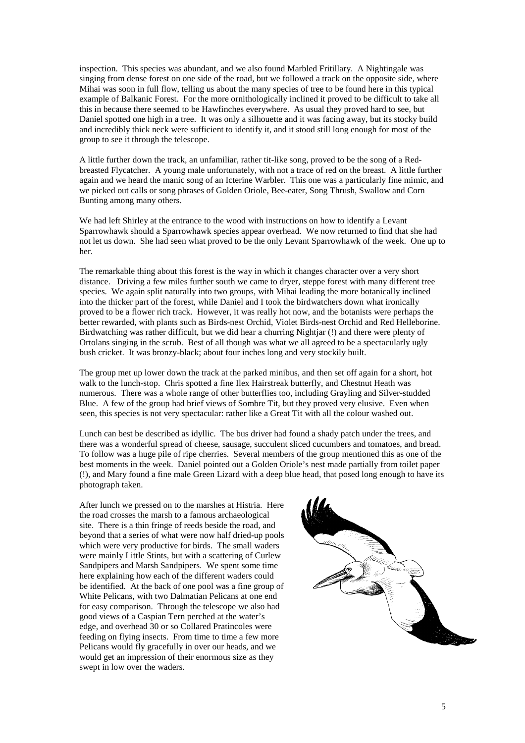inspection. This species was abundant, and we also found Marbled Fritillary. A Nightingale was singing from dense forest on one side of the road, but we followed a track on the opposite side, where Mihai was soon in full flow, telling us about the many species of tree to be found here in this typical example of Balkanic Forest. For the more ornithologically inclined it proved to be difficult to take all this in because there seemed to be Hawfinches everywhere. As usual they proved hard to see, but Daniel spotted one high in a tree. It was only a silhouette and it was facing away, but its stocky build and incredibly thick neck were sufficient to identify it, and it stood still long enough for most of the group to see it through the telescope.

A little further down the track, an unfamiliar, rather tit-like song, proved to be the song of a Red-breasted Flycatcher. A young male unfortunately, with not a trace of red on the breast. A little further again and we heard the manic song of an Icterine Warbler. This one was a particularly fine mimic, and we picked out calls or song phrases of Golden Oriole, Bee-eater, Song Thrush, Swallow and Corn Bunting among many others.

We had left Shirley at the entrance to the wood with instructions on how to identify a Levant Sparrowhawk should a Sparrowhawk species appear overhead. We now returned to find that she had not let us down. She had seen what proved to be the only Levant Sparrowhawk of the week. One up to her.

The remarkable thing about this forest is the way in which it changes character over a very short distance. Driving a few miles further south we came to dryer, steppe forest with many different tree species. We again split naturally into two groups, with Mihai leading the more botanically inclined into the thicker part of the forest, while Daniel and I took the birdwatchers down what ironically proved to be a flower rich track. However, it was really hot now, and the botanists were perhaps the better rewarded, with plants such as Birds-nest Orchid, Violet Birds-nest Orchid and Red Helleborine. Birdwatching was rather difficult, but we did hear a churring Nightjar (!) and there were plenty of Ortolans singing in the scrub. Best of all though was what we all agreed to be a spectacularly ugly bush cricket. It was bronzy-black; about four inches long and very stockily built.

The group met up lower down the track at the parked minibus, and then set off again for a short, hot walk to the lunch-stop. Chris spotted a fine Ilex Hairstreak butterfly, and Chestnut Heath was numerous. There was a whole range of other butterflies too, including Grayling and Silver-studded Blue. A few of the group had brief views of Sombre Tit, but they proved very elusive. Even when seen, this species is not very spectacular: rather like a Great Tit with all the colour washed out.

Lunch can best be described as idyllic. The bus driver had found a shady patch under the trees, and there was a wonderful spread of cheese, sausage, succulent sliced cucumbers and tomatoes, and bread. To follow was a huge pile of ripe cherries. Several members of the group mentioned this as one of the best moments in the week. Daniel pointed out a Golden Oriole's nest made partially from toilet paper (!), and Mary found a fine male Green Lizard with a deep blue head, that posed long enough to have its photograph taken.

After lunch we pressed on to the marshes at Histria. Here the road crosses the marsh to a famous archaeological site. There is a thin fringe of reeds beside the road, and beyond that a series of what were now half dried-up pools which were very productive for birds. The small waders were mainly Little Stints, but with a scattering of Curlew Sandpipers and Marsh Sandpipers. We spent some time here explaining how each of the different waders could be identified. At the back of one pool was a fine group of White Pelicans, with two Dalmatian Pelicans at one end for easy comparison. Through the telescope we also had good views of a Caspian Tern perched at the water's edge, and overhead 30 or so Collared Pratincoles were feeding on flying insects. From time to time a few more Pelicans would fly gracefully in over our heads, and we would get an impression of their enormous size as they swept in low over the waders.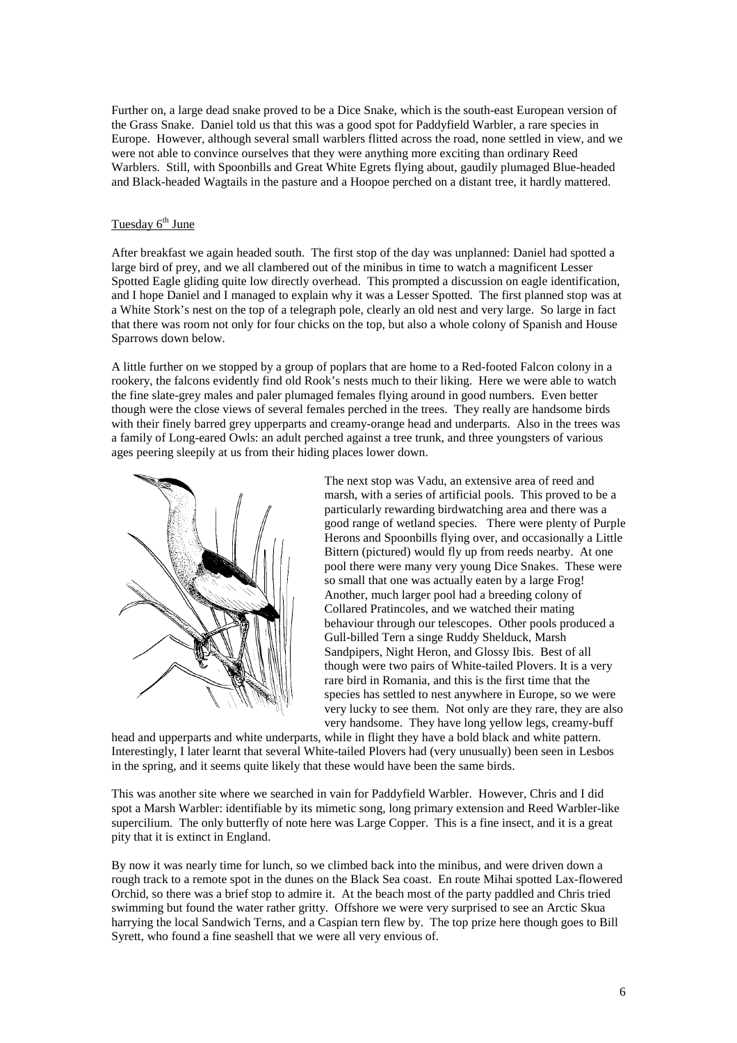Further on, a large dead snake proved to be a Dice Snake, which is the south-east European version of the Grass Snake. Daniel told us that this was a good spot for Paddyfield Warbler, a rare species in Europe. However, although several small warblers flitted across the road, none settled in view, and we were not able to convince ourselves that they were anything more exciting than ordinary Reed Warblers. Still, with Spoonbills and Great White Egrets flying about, gaudily plumaged Blue-headed and Black-headed Wagtails in the pasture and a Hoopoe perched on a distant tree, it hardly mattered.

Tuesday 6th June

After breakfast we again headed south. The first stop of the day was unplanned: Daniel had spotted a large bird of prey, and we all clambered out of the minibus in time to watch a magnificent Lesser Spotted Eagle gliding quite low directly overhead. This prompted a discussion on eagle identification, and I hope Daniel and I managed to explain why it was a Lesser Spotted. The first planned stop was at a White Stork's nest on the top of a telegraph pole, clearly an old nest and very large. So large in fact that there was room not only for four chicks on the top, but also a whole colony of Spanish and House Sparrows down below.

A little further on we stopped by a group of poplars that are home to a Red-footed Falcon colony in a rookery, the falcons evidently find old Rook's nests much to their liking. Here we were able to watch the fine slate-grey males and paler plumaged females flying around in good numbers. Even better though were the close views of several females perched in the trees. They really are handsome birds with their finely barred grey upperparts and creamy-orange head and underparts. Also in the trees was a family of Long-eared Owls: an adult perched against a tree trunk, and three youngsters of various ages peering sleepily at us from their hiding places lower down.

The next stop was Vadu, an extensive area of reed and marsh, with a series of artificial pools. This proved to be a particularly rewarding birdwatching area and there was a good range of wetland species. There were plenty of Purple Herons and Spoonbills flying over, and occasionally a Little Bittern (pictured) would fly up from reeds nearby. At one pool there were many very young Dice Snakes. These were so small that one was actually eaten by a large Frog! Another, much larger pool had a breeding colony of Collared Pratincoles, and we watched their mating behaviour through our telescopes. Other pools produced a Gull-billed Tern a singe Ruddy Shelduck, Marsh Sandpipers, Night Heron, and Glossy Ibis. Best of all though were two pairs of White-tailed Plovers. It is a very rare bird in Romania, and this is the first time that the species has settled to nest anywhere in Europe, so we were very lucky to see them. Not only are they rare, they are also very handsome. They have long yellow legs, creamy-buff head and upperparts and white underparts, while in flight they have a bold black and white pattern. Interestingly, I later learnt that several White-tailed Plovers had (very unusually) been seen in Lesbos in the spring, and it seems quite likely that these would have been the same birds.

This was another site where we searched in vain for Paddyfield Warbler. However, Chris and I did spot a Marsh Warbler: identifiable by its mimetic song, long primary extension and Reed Warbler-like supercilium. The only butterfly of note here was Large Copper. This is a fine insect, and it is a great pity that it is extinct in England.

By now it was nearly time for lunch, so we climbed back into the minibus, and were driven down a rough track to a remote spot in the dunes on the Black Sea coast. En route Mihai spotted Lax-flowered Orchid, so there was a brief stop to admire it. At the beach most of the party paddled and Chris tried swimming but found the water rather gritty. Offshore we were very surprised to see an Arctic Skua harrying the local Sandwich Terns, and a Caspian tern flew by. The top prize here though goes to Bill Syrett, who found a fine seashell that we were all very envious of.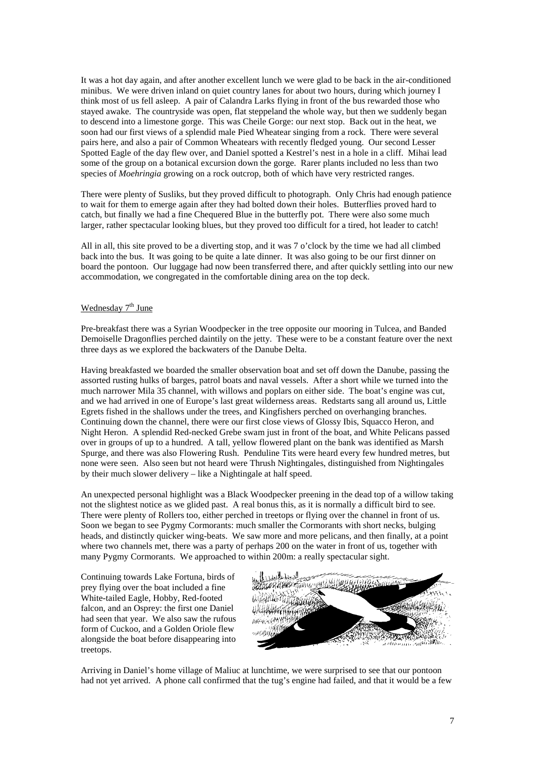It was a hot day again, and after another excellent lunch we were glad to be back in the air-conditioned minibus. We were driven inland on quiet country lanes for about two hours, during which journey I think most of us fell asleep. A pair of Calandra Larks flying in front of the bus rewarded those who stayed awake. The countryside was open, flat steppeland the whole way, but then we suddenly began to descend into a limestone gorge. This was Cheile Gorge: our next stop. Back out in the heat, we soon had our first views of a splendid male Pied Wheatear singing from a rock. There were several pairs here, and also a pair of Common Wheatears with recently fledged young. Our second Lesser Spotted Eagle of the day flew over, and Daniel spotted a Kestrel's nest in a hole in a cliff. Mihai lead some of the group on a botanical excursion down the gorge. Rarer plants included no less than two species of *Moehringia* growing on a rock outcrop, both of which have very restricted ranges.

There were plenty of Susliks, but they proved difficult to photograph. Only Chris had enough patience to wait for them to emerge again after they had bolted down their holes. Butterflies proved hard to catch, but finally we had a fine Chequered Blue in the butterfly pot. There were also some much larger, rather spectacular looking blues, but they proved too difficult for a tired, hot leader to catch!

All in all, this site proved to be a diverting stop, and it was 7 o'clock by the time we had all climbed back into the bus. It was going to be quite a late dinner. It was also going to be our first dinner on board the pontoon. Our luggage had now been transferred there, and after quickly settling into our new accommodation, we congregated in the comfortable dining area on the top deck.

Wednesday 7th June

Pre-breakfast there was a Syrian Woodpecker in the tree opposite our mooring in Tulcea, and Banded Demoiselle Dragonflies perched daintily on the jetty. These were to be a constant feature over the next three days as we explored the backwaters of the Danube Delta.

Having breakfasted we boarded the smaller observation boat and set off down the Danube, passing the assorted rusting hulks of barges, patrol boats and naval vessels. After a short while we turned into the much narrower Mila 35 channel, with willows and poplars on either side. The boat's engine was cut, and we had arrived in one of Europe's last great wilderness areas. Redstarts sang all around us, Little Egrets fished in the shallows under the trees, and Kingfishers perched on overhanging branches. Continuing down the channel, there were our first close views of Glossy Ibis, Squacco Heron, and Night Heron. A splendid Red-necked Grebe swam just in front of the boat, and White Pelicans passed over in groups of up to a hundred. A tall, yellow flowered plant on the bank was identified as Marsh Spurge, and there was also Flowering Rush. Penduline Tits were heard every few hundred metres, but none were seen. Also seen but not heard were Thrush Nightingales, distinguished from Nightingales by their much slower delivery – like a Nightingale at half speed.

An unexpected personal highlight was a Black Woodpecker preening in the dead top of a willow taking not the slightest notice as we glided past. A real bonus this, as it is normally a difficult bird to see. There were plenty of Rollers too, either perched in treetops or flying over the channel in front of us. Soon we began to see Pygmy Cormorants: much smaller the Cormorants with short necks, bulging heads, and distinctly quicker wing-beats. We saw more and more pelicans, and then finally, at a point where two channels met, there was a party of perhaps 200 on the water in front of us, together with many Pygmy Cormorants. We approached to within 200m: a really spectacular sight.

Continuing towards Lake Fortuna, birds of prey flying over the boat included a fine White-tailed Eagle, Hobby, Red-footed falcon, and an Osprey: the first one Daniel had seen that year. We also saw the rufous form of Cuckoo, and a Golden Oriole flew alongside the boat before disappearing into treetops.

Arriving in Daniel's home village of Maliuc at lunchtime, we were surprised to see that our pontoon had not yet arrived. A phone call confirmed that the tug's engine had failed, and that it would be a few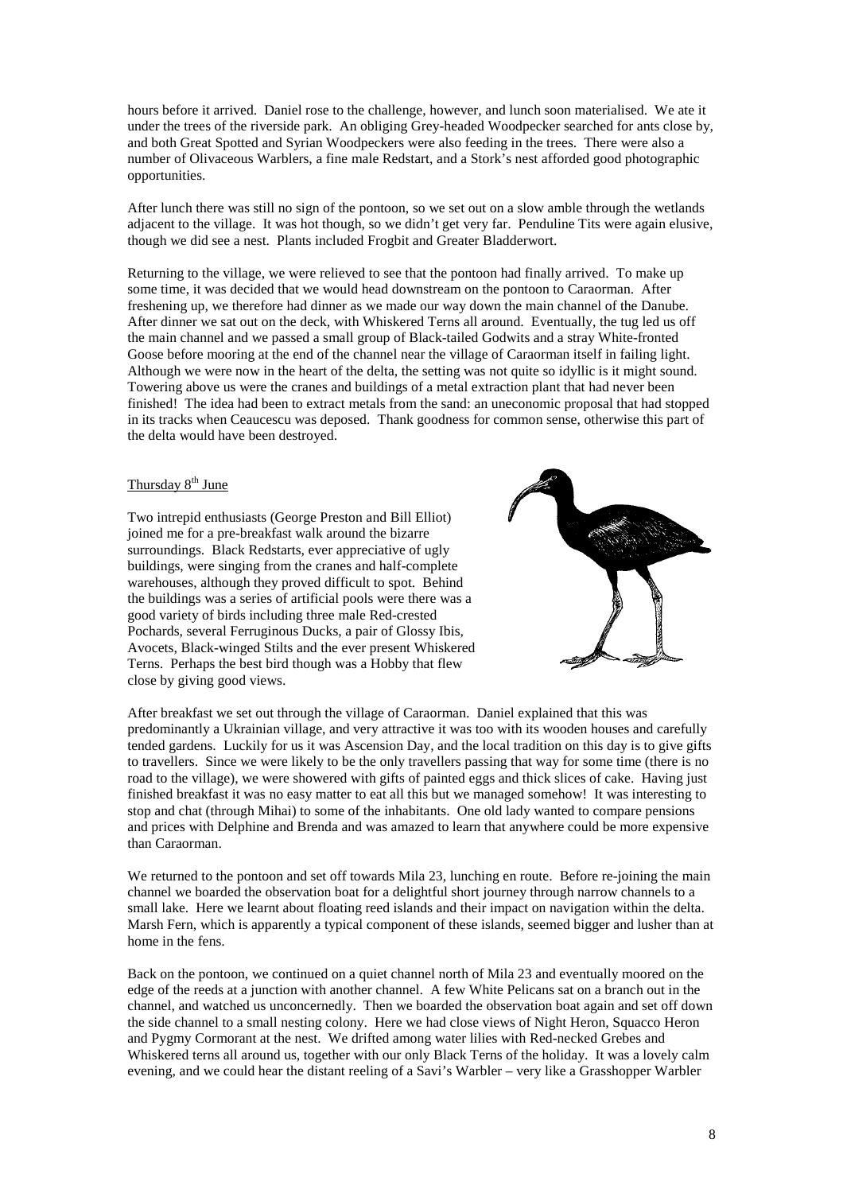hours before it arrived. Daniel rose to the challenge, however, and lunch soon materialised. We ate it under the trees of the riverside park. An obliging Grey-headed Woodpecker searched for ants close by, and both Great Spotted and Syrian Woodpeckers were also feeding in the trees. There were also a number of Olivaceous Warblers, a fine male Redstart, and a Stork's nest afforded good photographic opportunities.

After lunch there was still no sign of the pontoon, so we set out on a slow amble through the wetlands adjacent to the village. It was hot though, so we didn't get very far. Penduline Tits were again elusive, though we did see a nest. Plants included Frogbit and Greater Bladderwort.

Returning to the village, we were relieved to see that the pontoon had finally arrived. To make up some time, it was decided that we would head downstream on the pontoon to Caraorman. After freshening up, we therefore had dinner as we made our way down the main channel of the Danube. After dinner we sat out on the deck, with Whiskered Terns all around. Eventually, the tug led us off the main channel and we passed a small group of Black-tailed Godwits and a stray White-fronted Goose before mooring at the end of the channel near the village of Caraorman itself in failing light. Although we were now in the heart of the delta, the setting was not quite so idyllic is it might sound. Towering above us were the cranes and buildings of a metal extraction plant that had never been finished! The idea had been to extract metals from the sand: an uneconomic proposal that had stopped in its tracks when Ceaucescu was deposed. Thank goodness for common sense, otherwise this part of the delta would have been destroyed.

Thursday 8th June

Two intrepid enthusiasts (George Preston and Bill Elliot) joined me for a pre-breakfast walk around the bizarre surroundings. Black Redstarts, ever appreciative of ugly buildings, were singing from the cranes and half-complete warehouses, although they proved difficult to spot. Behind the buildings was a series of artificial pools were there was a good variety of birds including three male Red-crested Pochards, several Ferruginous Ducks, a pair of Glossy Ibis, Avocets, Black-winged Stilts and the ever present Whiskered Terns. Perhaps the best bird though was a Hobby that flew close by giving good views.

After breakfast we set out through the village of Caraorman. Daniel explained that this was predominantly a Ukrainian village, and very attractive it was too with its wooden houses and carefully tended gardens. Luckily for us it was Ascension Day, and the local tradition on this day is to give gifts to travellers. Since we were likely to be the only travellers passing that way for some time (there is no road to the village), we were showered with gifts of painted eggs and thick slices of cake. Having just finished breakfast it was no easy matter to eat all this but we managed somehow! It was interesting to stop and chat (through Mihai) to some of the inhabitants. One old lady wanted to compare pensions and prices with Delphine and Brenda and was amazed to learn that anywhere could be more expensive than Caraorman.

We returned to the pontoon and set off towards Mila 23, lunching en route. Before re-joining the main channel we boarded the observation boat for a delightful short journey through narrow channels to a small lake. Here we learnt about floating reed islands and their impact on navigation within the delta. Marsh Fern, which is apparently a typical component of these islands, seemed bigger and lusher than at home in the fens.

Back on the pontoon, we continued on a quiet channel north of Mila 23 and eventually moored on the edge of the reeds at a junction with another channel. A few White Pelicans sat on a branch out in the channel, and watched us unconcernedly. Then we boarded the observation boat again and set off down the side channel to a small nesting colony. Here we had close views of Night Heron, Squacco Heron and Pygmy Cormorant at the nest. We drifted among water lilies with Red-necked Grebes and Whiskered terns all around us, together with our only Black Terns of the holiday. It was a lovely calm evening, and we could hear the distant reeling of a Savi's Warbler – very like a Grasshopper Warbler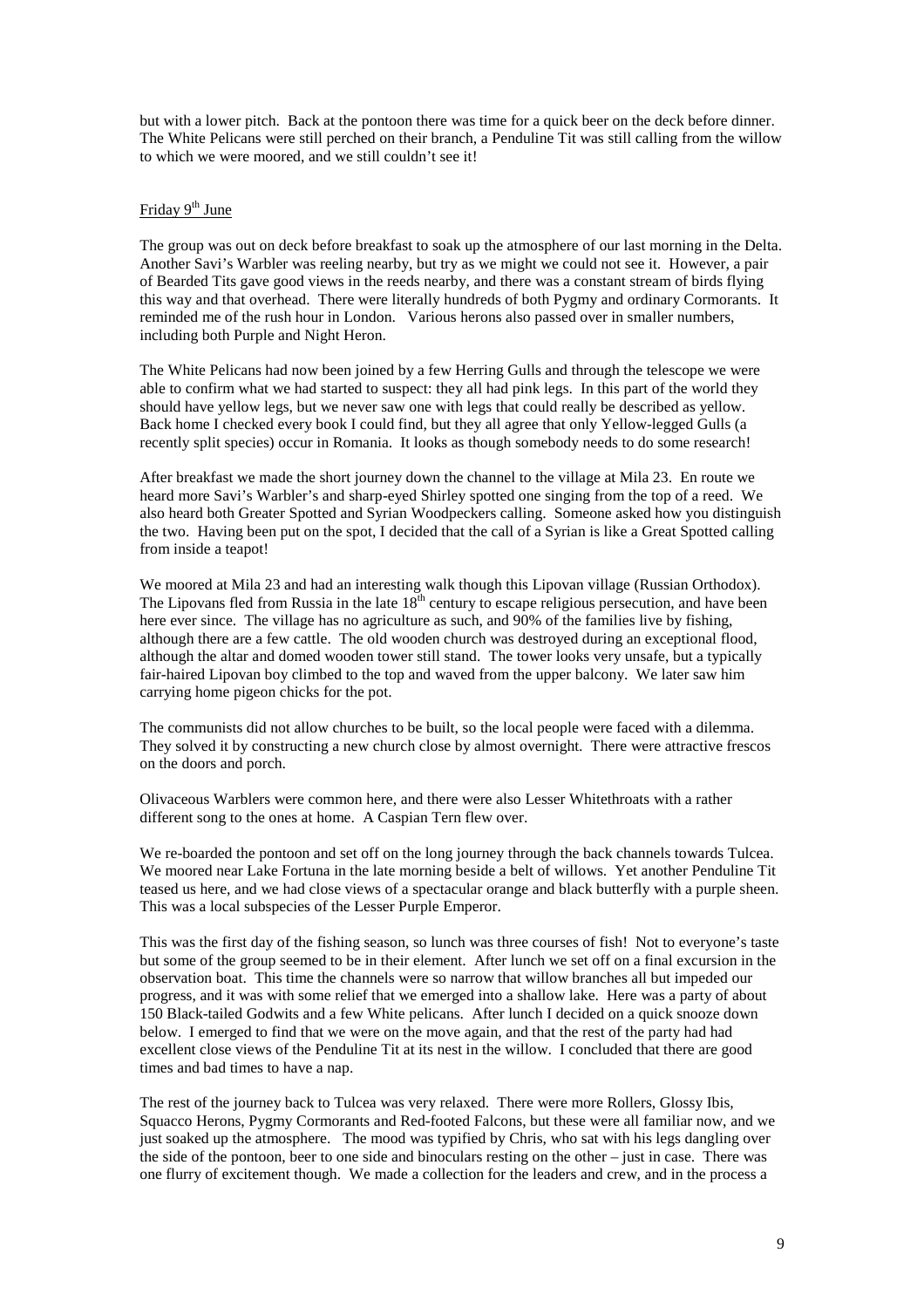but with a lower pitch. Back at the pontoon there was time for a quick beer on the deck before dinner. The White Pelicans were still perched on their branch, a Penduline Tit was still calling from the willow to which we were moored, and we still couldn't see it!

## Friday 9th June

The group was out on deck before breakfast to soak up the atmosphere of our last morning in the Delta. Another Savi's Warbler was reeling nearby, but try as we might we could not see it. However, a pair of Bearded Tits gave good views in the reeds nearby, and there was a constant stream of birds flying this way and that overhead. There were literally hundreds of both Pygmy and ordinary Cormorants. It reminded me of the rush hour in London. Various herons also passed over in smaller numbers, including both Purple and Night Heron.

The White Pelicans had now been joined by a few Herring Gulls and through the telescope we were able to confirm what we had started to suspect: they all had pink legs. In this part of the world they should have yellow legs, but we never saw one with legs that could really be described as yellow. Back home I checked every book I could find, but they all agree that only Yellow-legged Gulls (a recently split species) occur in Romania. It looks as though somebody needs to do some research!

After breakfast we made the short journey down the channel to the village at Mila 23. En route we heard more Savi's Warbler's and sharp-eyed Shirley spotted one singing from the top of a reed. We also heard both Greater Spotted and Syrian Woodpeckers calling. Someone asked how you distinguish the two. Having been put on the spot, I decided that the call of a Syrian is like a Great Spotted calling from inside a teapot!

We moored at Mila 23 and had an interesting walk though this Lipovan village (Russian Orthodox). The Lipovans fled from Russia in the late 18th century to escape religious persecution, and have been here ever since. The village has no agriculture as such, and 90% of the families live by fishing, although there are a few cattle. The old wooden church was destroyed during an exceptional flood, although the altar and domed wooden tower still stand. The tower looks very unsafe, but a typically fair-haired Lipovan boy climbed to the top and waved from the upper balcony. We later saw him carrying home pigeon chicks for the pot.

The communists did not allow churches to be built, so the local people were faced with a dilemma. They solved it by constructing a new church close by almost overnight. There were attractive frescos on the doors and porch.

Olivaceous Warblers were common here, and there were also Lesser Whitethroats with a rather different song to the ones at home. A Caspian Tern flew over.

We re-boarded the pontoon and set off on the long journey through the back channels towards Tulcea. We moored near Lake Fortuna in the late morning beside a belt of willows. Yet another Penduline Tit teased us here, and we had close views of a spectacular orange and black butterfly with a purple sheen. This was a local subspecies of the Lesser Purple Emperor.

This was the first day of the fishing season, so lunch was three courses of fish! Not to everyone's taste but some of the group seemed to be in their element. After lunch we set off on a final excursion in the observation boat. This time the channels were so narrow that willow branches all but impeded our progress, and it was with some relief that we emerged into a shallow lake. Here was a party of about 150 Black-tailed Godwits and a few White pelicans. After lunch I decided on a quick snooze down below. I emerged to find that we were on the move again, and that the rest of the party had had excellent close views of the Penduline Tit at its nest in the willow. I concluded that there are good times and bad times to have a nap.

The rest of the journey back to Tulcea was very relaxed. There were more Rollers, Glossy Ibis, Squacco Herons, Pygmy Cormorants and Red-footed Falcons, but these were all familiar now, and we just soaked up the atmosphere. The mood was typified by Chris, who sat with his legs dangling over the side of the pontoon, beer to one side and binoculars resting on the other – just in case. There was one flurry of excitement though. We made a collection for the leaders and crew, and in the process a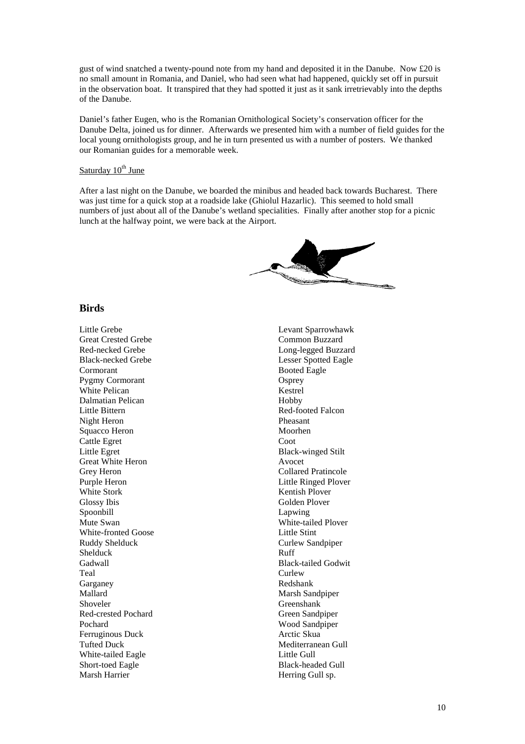gust of wind snatched a twenty-pound note from my hand and deposited it in the Danube. Now £20 is no small amount in Romania, and Daniel, who had seen what had happened, quickly set off in pursuit in the observation boat. It transpired that they had spotted it just as it sank irretrievably into the depths of the Danube.

Daniel's father Eugen, who is the Romanian Ornithological Society's conservation officer for the Danube Delta, joined us for dinner. Afterwards we presented him with a number of field guides for the local young ornithologists group, and he in turn presented us with a number of posters. We thanked our Romanian guides for a memorable week.

Saturday 10th June

After a last night on the Danube, we boarded the minibus and headed back towards Bucharest. There was just time for a quick stop at a roadside lake (Ghiolul Hazarlic). This seemed to hold small numbers of just about all of the Danube's wetland specialities. Finally after another stop for a picnic lunch at the halfway point, we were back at the Airport.

## Birds

Little Grebe
Great Crested Grebe
Red-necked Grebe
Black-necked Grebe
Cormorant
Pygmy Cormorant
White Pelican
Dalmatian Pelican
Little Bittern
Night Heron
Squacco Heron
Cattle Egret
Little Egret
Great White Heron
Grey Heron
Purple Heron
White Stork
Glossy Ibis
Spoonbill
Mute Swan
White-fronted Goose
Ruddy Shelduck
Shelduck
Gadwall
Teal
Garganey
Mallard
Shoveler
Red-crested Pochard
Pochard
Ferruginous Duck
Tufted Duck
White-tailed Eagle
Short-toed Eagle
Marsh Harrier
Levant Sparrowhawk
Common Buzzard
Long-legged Buzzard
Lesser Spotted Eagle
Booted Eagle
Osprey
Kestrel
Hobby
Red-footed Falcon
Pheasant
Moorhen
Coot
Black-winged Stilt
Avocet
Collared Pratincole
Little Ringed Plover
Kentish Plover
Golden Plover
Lapwing
White-tailed Plover
Little Stint
Curlew Sandpiper
Ruff
Black-tailed Godwit
Curlew
Redshank
Marsh Sandpiper
Greenshank
Green Sandpiper
Wood Sandpiper
Arctic Skua
Mediterranean Gull
Little Gull
Black-headed Gull
Herring Gull sp.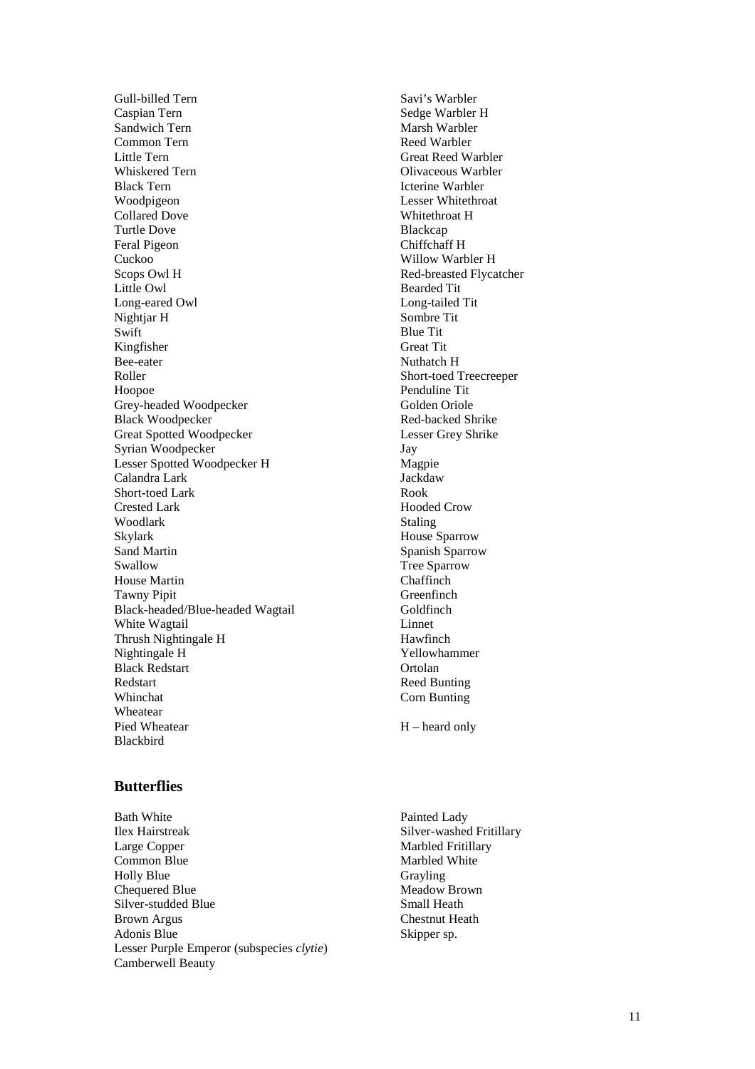Gull-billed Tern
Caspian Tern
Sandwich Tern
Common Tern
Little Tern
Whiskered Tern
Black Tern
Woodpigeon
Collared Dove
Turtle Dove
Feral Pigeon
Cuckoo
Scops Owl H
Little Owl
Long-eared Owl
Nightjar H
Swift
Kingfisher
Bee-eater
Roller
Hoopoe
Grey-headed Woodpecker
Black Woodpecker
Great Spotted Woodpecker
Syrian Woodpecker
Lesser Spotted Woodpecker H
Calandra Lark
Short-toed Lark
Crested Lark
Woodlark
Skylark
Sand Martin
Swallow
House Martin
Tawny Pipit
Black-headed/Blue-headed Wagtail
White Wagtail
Thrush Nightingale H
Nightingale H
Black Redstart
Redstart
Whinchat
Wheatear
Pied Wheatear
Blackbird
Savi's Warbler
Sedge Warbler H
Marsh Warbler
Reed Warbler
Great Reed Warbler
Olivaceous Warbler
Icterine Warbler
Lesser Whitethroat
Whitethroat H
Blackcap
Chiffchaff H
Willow Warbler H
Red-breasted Flycatcher
Bearded Tit
Long-tailed Tit
Sombre Tit
Blue Tit
Great Tit
Nuthatch H
Short-toed Treecreeper
Penduline Tit
Golden Oriole
Red-backed Shrike
Lesser Grey Shrike
Jay
Magpie
Jackdaw
Rook
Hooded Crow
Staling
House Sparrow
Spanish Sparrow
Tree Sparrow
Chaffinch
Greenfinch
Goldfinch
Linnet
Hawfinch
Yellowhammer
Ortolan
Reed Bunting
Corn Bunting

H – heard only

## Butterflies

Bath White
Ilex Hairstreak
Large Copper
Common Blue
Holly Blue
Chequered Blue
Silver-studded Blue
Brown Argus
Adonis Blue
Lesser Purple Emperor (subspecies *clytie*)
Camberwell Beauty
Painted Lady
Silver-washed Fritillary
Marbled Fritillary
Marbled White
Grayling
Meadow Brown
Small Heath
Chestnut Heath
Skipper sp.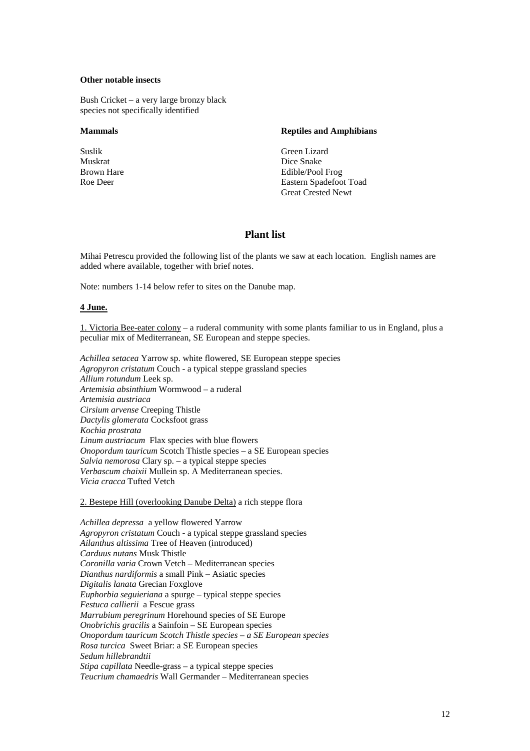**Other notable insects**

Bush Cricket – a very large bronzy black species not specifically identified

**Mammals**

Suslik
Muskrat
Brown Hare
Roe Deer

**Reptiles and Amphibians**

Green Lizard
Dice Snake
Edible/Pool Frog
Eastern Spadefoot Toad
Great Crested Newt

## Plant list

Mihai Petrescu provided the following list of the plants we saw at each location. English names are added where available, together with brief notes.

Note: numbers 1-14 below refer to sites on the Danube map.

**4 June.**

1. Victoria Bee-eater colony – a ruderal community with some plants familiar to us in England, plus a peculiar mix of Mediterranean, SE European and steppe species.

*Achillea setacea* Yarrow sp. white flowered, SE European steppe species
*Agropyron cristatum* Couch - a typical steppe grassland species
*Allium rotundum* Leek sp.
*Artemisia absinthium* Wormwood – a ruderal
*Artemisia austriaca*
*Cirsium arvense* Creeping Thistle
*Dactylis glomerata* Cocksfoot grass
*Kochia prostrata*
*Linum austriacum* Flax species with blue flowers
*Onopordum tauricum* Scotch Thistle species – a SE European species
*Salvia nemorosa* Clary sp. – a typical steppe species
*Verbascum chaixii* Mullein sp. A Mediterranean species.
*Vicia cracca* Tufted Vetch

2. Bestepe Hill (overlooking Danube Delta) a rich steppe flora

*Achillea depressa* a yellow flowered Yarrow
*Agropyron cristatum* Couch - a typical steppe grassland species
*Ailanthus altissima* Tree of Heaven (introduced)
*Carduus nutans* Musk Thistle
*Coronilla varia* Crown Vetch – Mediterranean species
*Dianthus nardiformis* a small Pink – Asiatic species
*Digitalis lanata* Grecian Foxglove
*Euphorbia seguieriana* a spurge – typical steppe species
*Festuca callierii* a Fescue grass
*Marrubium peregrinum* Horehound species of SE Europe
*Onobrichis gracilis* a Sainfoin – SE European species
*Onopordum tauricum Scotch Thistle species – a SE European species*
*Rosa turcica* Sweet Briar: a SE European species
*Sedum hillebrandtii*
*Stipa capillata* Needle-grass – a typical steppe species
*Teucrium chamaedris* Wall Germander – Mediterranean species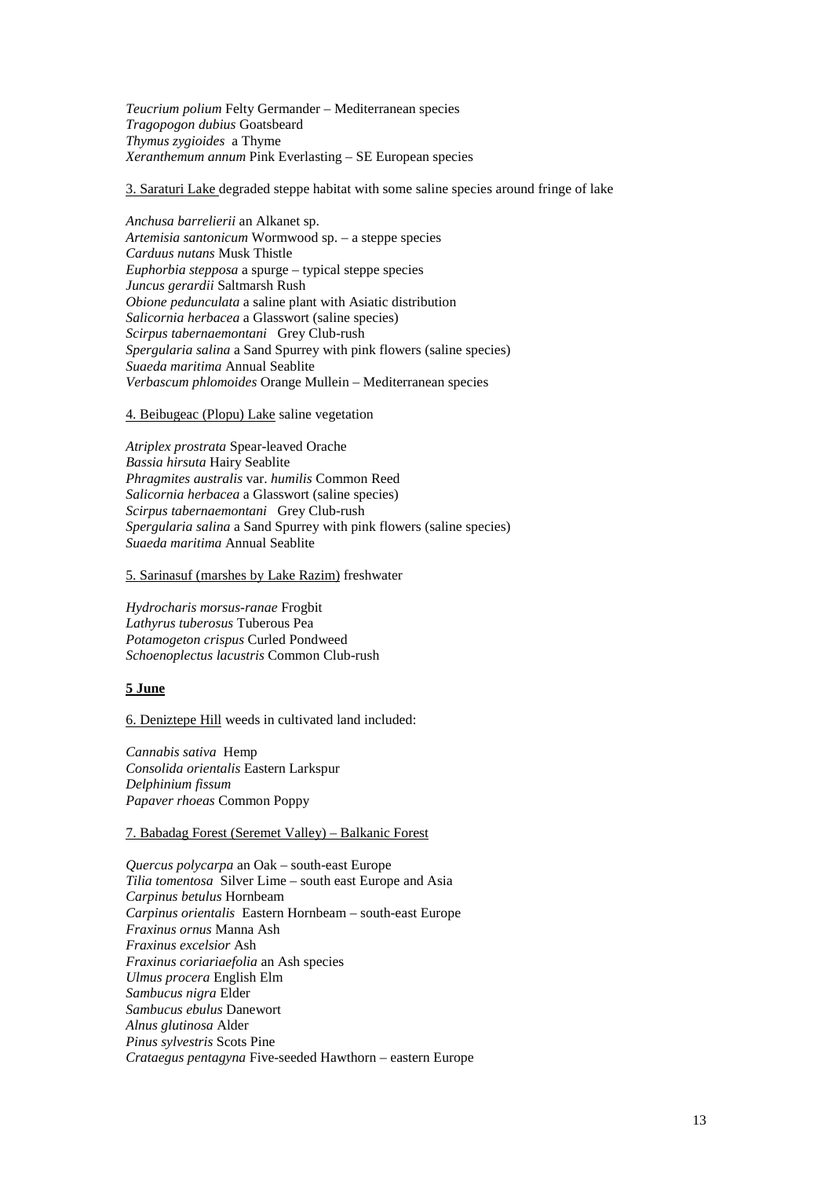*Teucrium polium* Felty Germander – Mediterranean species
*Tragopogon dubius* Goatsbeard
*Thymus zygioides* a Thyme
*Xeranthemum annum* Pink Everlasting – SE European species

<u>3. Saraturi Lake</u> degraded steppe habitat with some saline species around fringe of lake

*Anchusa barrelierii* an Alkanet sp.
*Artemisia santonicum* Wormwood sp. – a steppe species
*Carduus nutans* Musk Thistle
*Euphorbia stepposa* a spurge – typical steppe species
*Juncus gerardii* Saltmarsh Rush
*Obione pedunculata* a saline plant with Asiatic distribution
*Salicornia herbacea* a Glasswort (saline species)
*Scirpus tabernaemontani* Grey Club-rush
*Spergularia salina* a Sand Spurrey with pink flowers (saline species)
*Suaeda maritima* Annual Seablite
*Verbascum phlomoides* Orange Mullein – Mediterranean species

<u>4. Beibugeac (Plopu) Lake</u> saline vegetation

*Atriplex prostrata* Spear-leaved Orache
*Bassia hirsuta* Hairy Seablite
*Phragmites australis* var. *humilis* Common Reed
*Salicornia herbacea* a Glasswort (saline species)
*Scirpus tabernaemontani* Grey Club-rush
*Spergularia salina* a Sand Spurrey with pink flowers (saline species)
*Suaeda maritima* Annual Seablite

<u>5. Sarinasuf (marshes by Lake Razim)</u> freshwater

*Hydrocharis morsus-ranae* Frogbit
*Lathyrus tuberosus* Tuberous Pea
*Potamogeton crispus* Curled Pondweed
*Schoenoplectus lacustris* Common Club-rush

**<u>5 June</u>**

<u>6. Deniztepe Hill</u> weeds in cultivated land included:

*Cannabis sativa* Hemp
*Consolida orientalis* Eastern Larkspur
*Delphinium fissum*
*Papaver rhoeas* Common Poppy

<u>7. Babadag Forest (Seremet Valley) – Balkanic Forest</u>

*Quercus polycarpa* an Oak – south-east Europe
*Tilia tomentosa* Silver Lime – south east Europe and Asia
*Carpinus betulus* Hornbeam
*Carpinus orientalis* Eastern Hornbeam – south-east Europe
*Fraxinus ornus* Manna Ash
*Fraxinus excelsior* Ash
*Fraxinus coriariaefolia* an Ash species
*Ulmus procera* English Elm
*Sambucus nigra* Elder
*Sambucus ebulus* Danewort
*Alnus glutinosa* Alder
*Pinus sylvestris* Scots Pine
*Crataegus pentagyna* Five-seeded Hawthorn – eastern Europe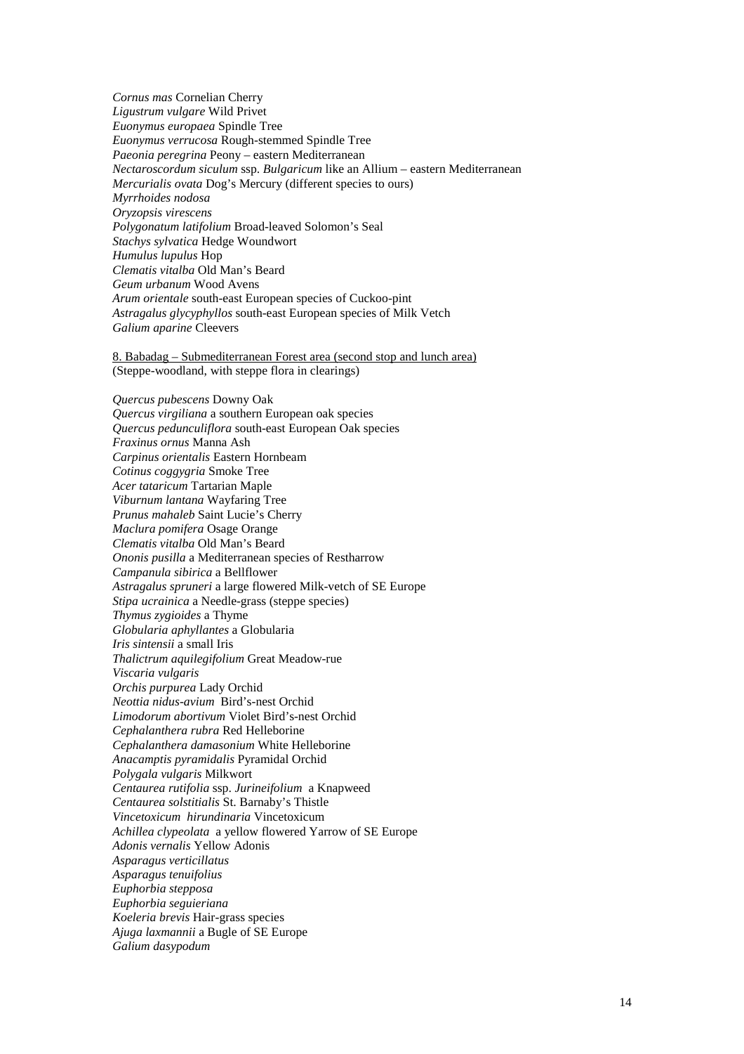*Cornus mas* Cornelian Cherry
*Ligustrum vulgare* Wild Privet
*Euonymus europaea* Spindle Tree
*Euonymus verrucosa* Rough-stemmed Spindle Tree
*Paeonia peregrina* Peony – eastern Mediterranean
*Nectaroscordum siculum* ssp. *Bulgaricum* like an Allium – eastern Mediterranean
*Mercurialis ovata* Dog's Mercury (different species to ours)
*Myrrhoides nodosa*
*Oryzopsis virescens*
*Polygonatum latifolium* Broad-leaved Solomon's Seal
*Stachys sylvatica* Hedge Woundwort
*Humulus lupulus* Hop
*Clematis vitalba* Old Man's Beard
*Geum urbanum* Wood Avens
*Arum orientale* south-east European species of Cuckoo-pint
*Astragalus glycyphyllos* south-east European species of Milk Vetch
*Galium aparine* Cleevers

<u>8. Babadag – Submediterranean Forest area (second stop and lunch area)</u>
(Steppe-woodland, with steppe flora in clearings)

*Quercus pubescens* Downy Oak
*Quercus virgiliana* a southern European oak species
*Quercus pedunculiflora* south-east European Oak species
*Fraxinus ornus* Manna Ash
*Carpinus orientalis* Eastern Hornbeam
*Cotinus coggygria* Smoke Tree
*Acer tataricum* Tartarian Maple
*Viburnum lantana* Wayfaring Tree
*Prunus mahaleb* Saint Lucie's Cherry
*Maclura pomifera* Osage Orange
*Clematis vitalba* Old Man's Beard
*Ononis pusilla* a Mediterranean species of Restharrow
*Campanula sibirica* a Bellflower
*Astragalus spruneri* a large flowered Milk-vetch of SE Europe
*Stipa ucrainica* a Needle-grass (steppe species)
*Thymus zygioides* a Thyme
*Globularia aphyllantes* a Globularia
*Iris sintensii* a small Iris
*Thalictrum aquilegifolium* Great Meadow-rue
*Viscaria vulgaris*
*Orchis purpurea* Lady Orchid
*Neottia nidus-avium* Bird's-nest Orchid
*Limodorum abortivum* Violet Bird's-nest Orchid
*Cephalanthera rubra* Red Helleborine
*Cephalanthera damasonium* White Helleborine
*Anacamptis pyramidalis* Pyramidal Orchid
*Polygala vulgaris* Milkwort
*Centaurea rutifolia* ssp. *Jurineifolium* a Knapweed
*Centaurea solstitialis* St. Barnaby's Thistle
*Vincetoxicum hirundinaria* Vincetoxicum
*Achillea clypeolata* a yellow flowered Yarrow of SE Europe
*Adonis vernalis* Yellow Adonis
*Asparagus verticillatus*
*Asparagus tenuifolius*
*Euphorbia stepposa*
*Euphorbia seguieriana*
*Koeleria brevis* Hair-grass species
*Ajuga laxmannii* a Bugle of SE Europe
*Galium dasypodum*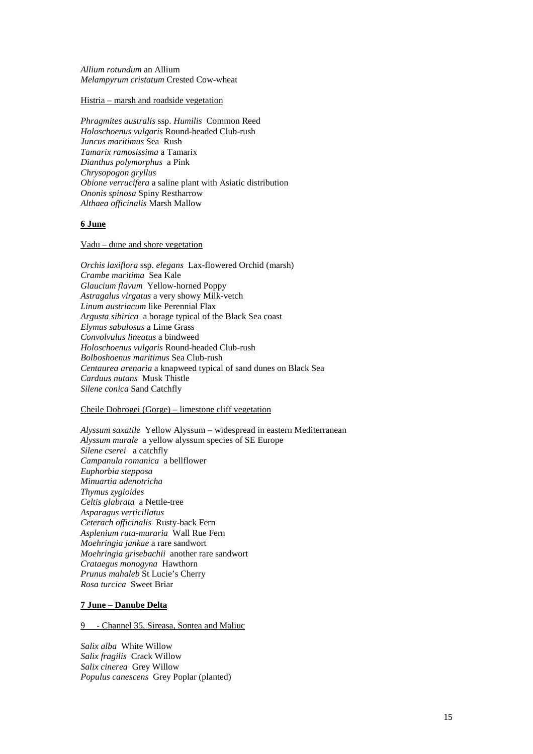*Allium rotundum* an Allium
*Melampyrum cristatum* Crested Cow-wheat

Histria – marsh and roadside vegetation

*Phragmites australis* ssp. *Humilis* Common Reed
*Holoschoenus vulgaris* Round-headed Club-rush
*Juncus maritimus* Sea Rush
*Tamarix ramosissima* a Tamarix
*Dianthus polymorphus* a Pink
*Chrysopogon gryllus*
*Obione verrucifera* a saline plant with Asiatic distribution
*Ononis spinosa* Spiny Restharrow
*Althaea officinalis* Marsh Mallow

**6 June**

Vadu – dune and shore vegetation

*Orchis laxiflora* ssp. *elegans* Lax-flowered Orchid (marsh)
*Crambe maritima* Sea Kale
*Glaucium flavum* Yellow-horned Poppy
*Astragalus virgatus* a very showy Milk-vetch
*Linum austriacum* like Perennial Flax
*Argusta sibirica* a borage typical of the Black Sea coast
*Elymus sabulosus* a Lime Grass
*Convolvulus lineatus* a bindweed
*Holoschoenus vulgaris* Round-headed Club-rush
*Bolboshoenus maritimus* Sea Club-rush
*Centaurea arenaria* a knapweed typical of sand dunes on Black Sea
*Carduus nutans* Musk Thistle
*Silene conica* Sand Catchfly

Cheile Dobrogei (Gorge) – limestone cliff vegetation

*Alyssum saxatile* Yellow Alyssum – widespread in eastern Mediterranean
*Alyssum murale* a yellow alyssum species of SE Europe
*Silene cserei* a catchfly
*Campanula romanica* a bellflower
*Euphorbia stepposa*
*Minuartia adenotricha*
*Thymus zygioides*
*Celtis glabrata* a Nettle-tree
*Asparagus verticillatus*
*Ceterach officinalis* Rusty-back Fern
*Asplenium ruta-muraria* Wall Rue Fern
*Moehringia jankae* a rare sandwort
*Moehringia grisebachii* another rare sandwort
*Crataegus monogyna* Hawthorn
*Prunus mahaleb* St Lucie's Cherry
*Rosa turcica* Sweet Briar

**7 June – Danube Delta**

9 - Channel 35, Sireasa, Sontea and Maliuc

*Salix alba* White Willow
*Salix fragilis* Crack Willow
*Salix cinerea* Grey Willow
*Populus canescens* Grey Poplar (planted)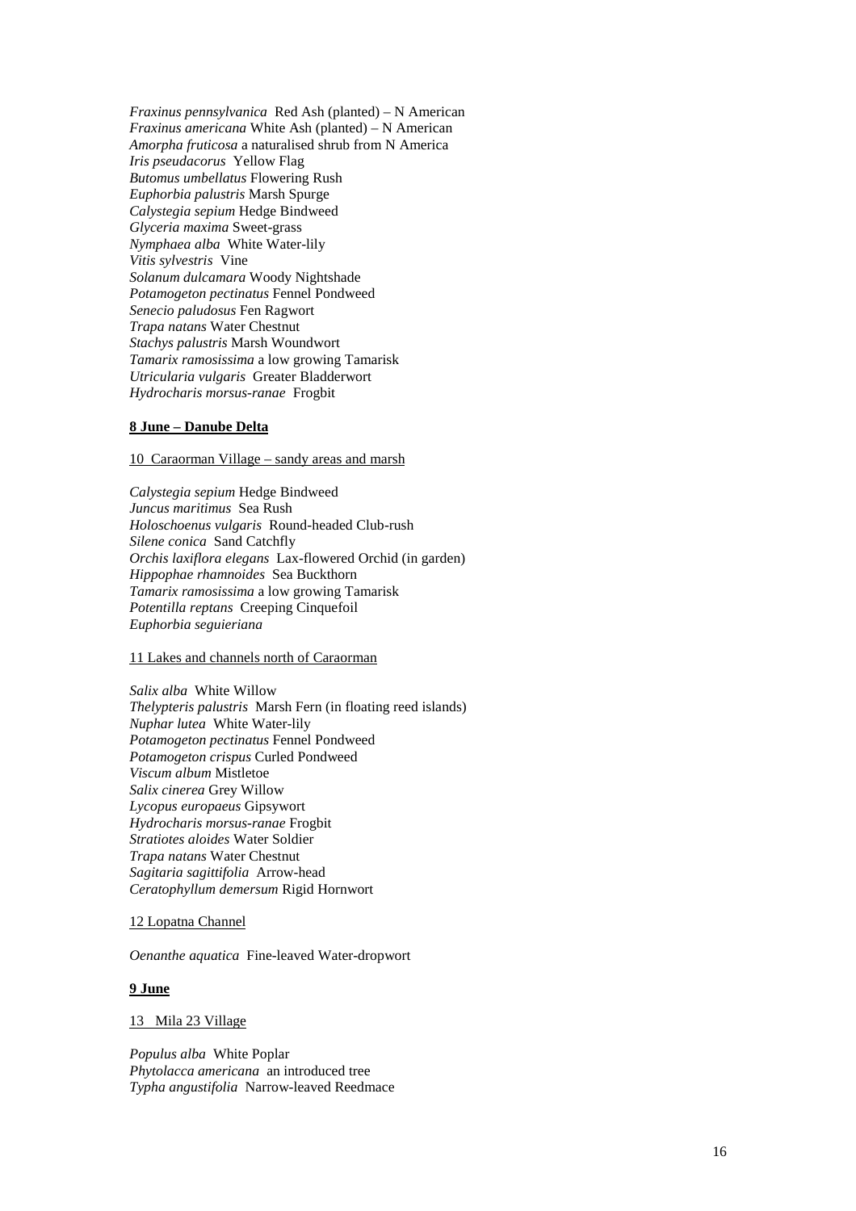*Fraxinus pennsylvanica* Red Ash (planted) – N American
*Fraxinus americana* White Ash (planted) – N American
*Amorpha fruticosa* a naturalised shrub from N America
*Iris pseudacorus* Yellow Flag
*Butomus umbellatus* Flowering Rush
*Euphorbia palustris* Marsh Spurge
*Calystegia sepium* Hedge Bindweed
*Glyceria maxima* Sweet-grass
*Nymphaea alba* White Water-lily
*Vitis sylvestris* Vine
*Solanum dulcamara* Woody Nightshade
*Potamogeton pectinatus* Fennel Pondweed
*Senecio paludosus* Fen Ragwort
*Trapa natans* Water Chestnut
*Stachys palustris* Marsh Woundwort
*Tamarix ramosissima* a low growing Tamarisk
*Utricularia vulgaris* Greater Bladderwort
*Hydrocharis morsus-ranae* Frogbit

**8 June – Danube Delta**

10 Caraorman Village – sandy areas and marsh

*Calystegia sepium* Hedge Bindweed
*Juncus maritimus* Sea Rush
*Holoschoenus vulgaris* Round-headed Club-rush
*Silene conica* Sand Catchfly
*Orchis laxiflora elegans* Lax-flowered Orchid (in garden)
*Hippophae rhamnoides* Sea Buckthorn
*Tamarix ramosissima* a low growing Tamarisk
*Potentilla reptans* Creeping Cinquefoil
*Euphorbia seguieriana*

11 Lakes and channels north of Caraorman

*Salix alba* White Willow
*Thelypteris palustris* Marsh Fern (in floating reed islands)
*Nuphar lutea* White Water-lily
*Potamogeton pectinatus* Fennel Pondweed
*Potamogeton crispus* Curled Pondweed
*Viscum album* Mistletoe
*Salix cinerea* Grey Willow
*Lycopus europaeus* Gipsywort
*Hydrocharis morsus-ranae* Frogbit
*Stratiotes aloides* Water Soldier
*Trapa natans* Water Chestnut
*Sagitaria sagittifolia* Arrow-head
*Ceratophyllum demersum* Rigid Hornwort

12 Lopatna Channel

*Oenanthe aquatica* Fine-leaved Water-dropwort

**9 June**

13 Mila 23 Village

*Populus alba* White Poplar
*Phytolacca americana* an introduced tree
*Typha angustifolia* Narrow-leaved Reedmace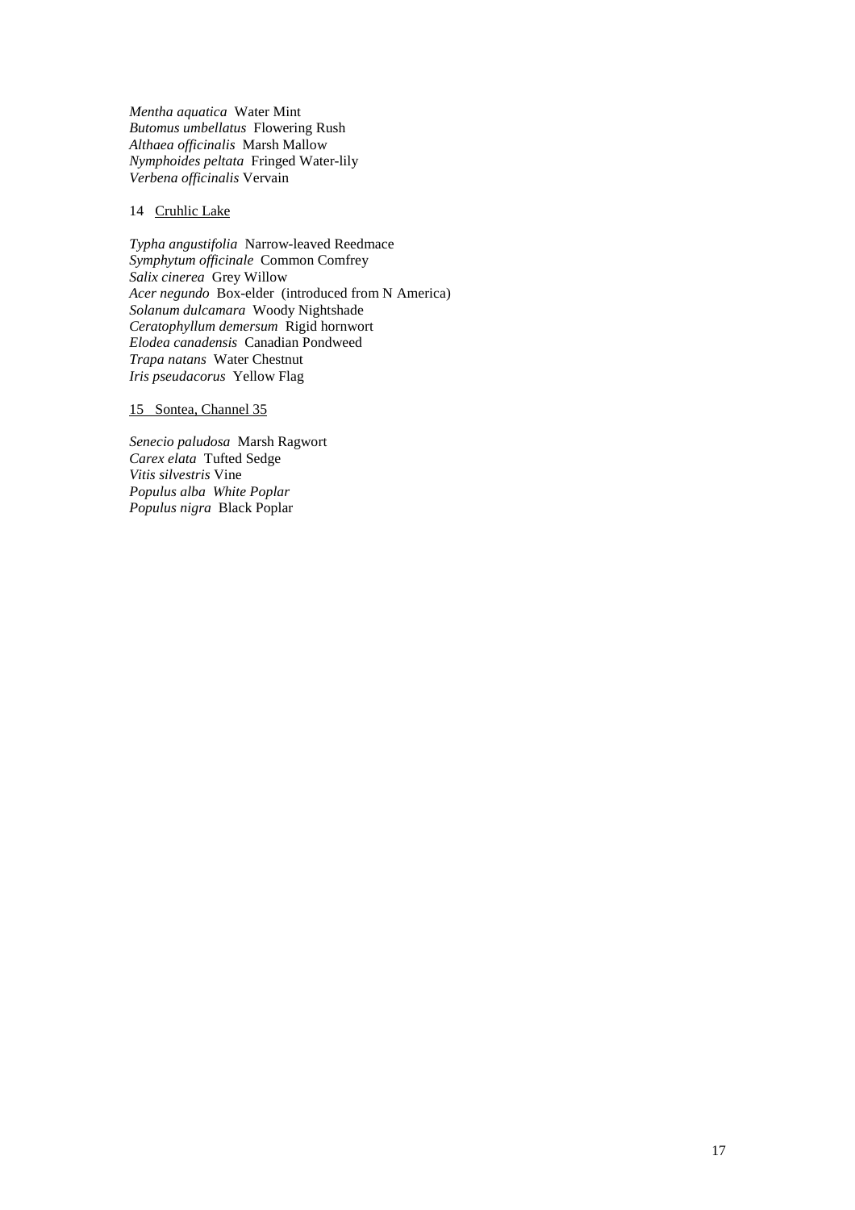*Mentha aquatica* Water Mint
*Butomus umbellatus* Flowering Rush
*Althaea officinalis* Marsh Mallow
*Nymphoides peltata* Fringed Water-lily
*Verbena officinalis* Vervain

14 Cruhlic Lake

*Typha angustifolia* Narrow-leaved Reedmace
*Symphytum officinale* Common Comfrey
*Salix cinerea* Grey Willow
*Acer negundo* Box-elder (introduced from N America)
*Solanum dulcamara* Woody Nightshade
*Ceratophyllum demersum* Rigid hornwort
*Elodea canadensis* Canadian Pondweed
*Trapa natans* Water Chestnut
*Iris pseudacorus* Yellow Flag

15 Sontea, Channel 35

*Senecio paludosa* Marsh Ragwort
*Carex elata* Tufted Sedge
*Vitis silvestris* Vine
*Populus alba White Poplar*
*Populus nigra* Black Poplar